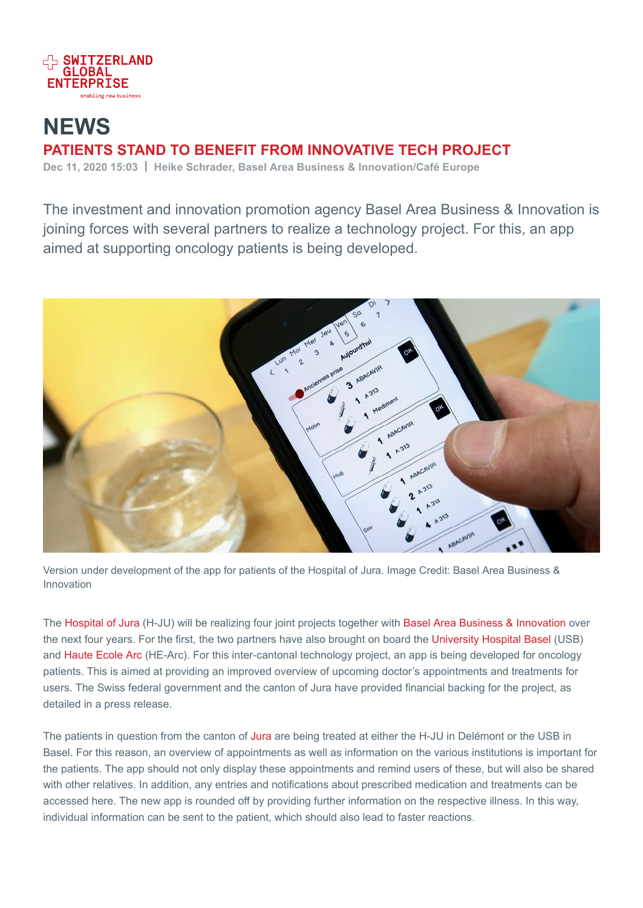SWITZERLAND GLOBAL ENTERPRISE
enabling new business

# NEWS

## PATIENTS STAND TO BENEFIT FROM INNOVATIVE TECH PROJECT

**Dec 11, 2020 15:03 | Heike Schrader, Basel Area Business & Innovation/Café Europe**

The investment and innovation promotion agency Basel Area Business & Innovation is joining forces with several partners to realize a technology project. For this, an app aimed at supporting oncology patients is being developed.

Version under development of the app for patients of the Hospital of Jura. Image Credit: Basel Area Business & Innovation

The Hospital of Jura (H-JU) will be realizing four joint projects together with Basel Area Business & Innovation over the next four years. For the first, the two partners have also brought on board the University Hospital Basel (USB) and Haute Ecole Arc (HE-Arc). For this inter-cantonal technology project, an app is being developed for oncology patients. This is aimed at providing an improved overview of upcoming doctor's appointments and treatments for users. The Swiss federal government and the canton of Jura have provided financial backing for the project, as detailed in a press release.

The patients in question from the canton of Jura are being treated at either the H-JU in Delémont or the USB in Basel. For this reason, an overview of appointments as well as information on the various institutions is important for the patients. The app should not only display these appointments and remind users of these, but will also be shared with other relatives. In addition, any entries and notifications about prescribed medication and treatments can be accessed here. The new app is rounded off by providing further information on the respective illness. In this way, individual information can be sent to the patient, which should also lead to faster reactions.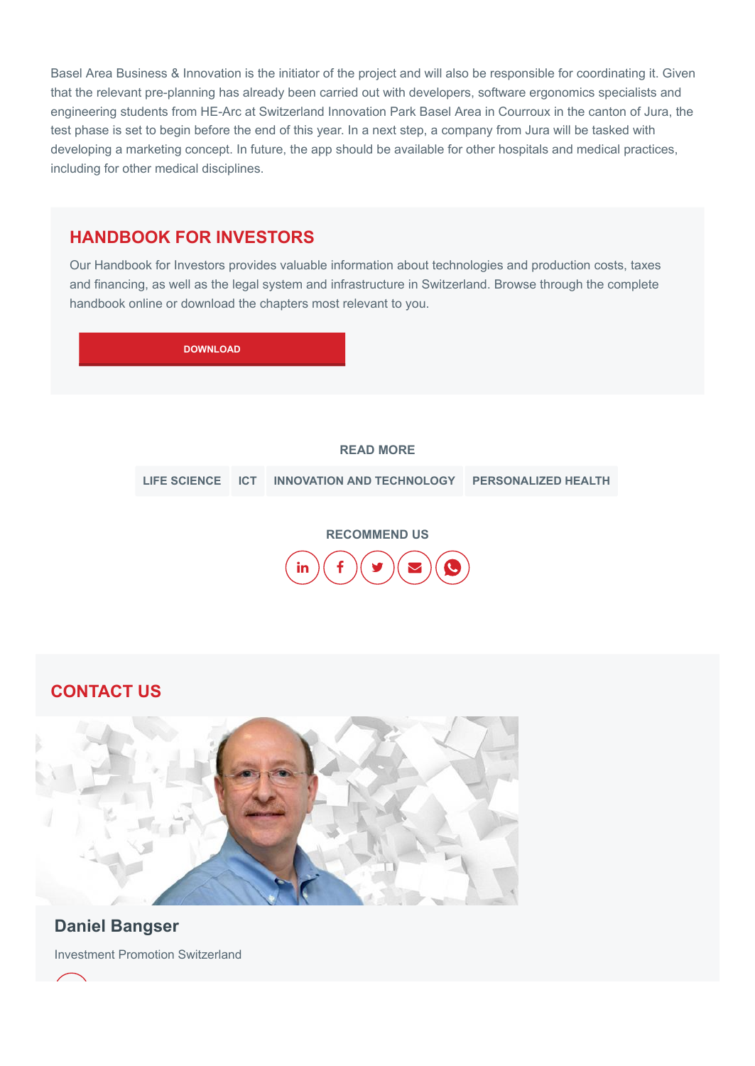Basel Area Business & Innovation is the initiator of the project and will also be responsible for coordinating it. Given that the relevant pre-planning has already been carried out with developers, software ergonomics specialists and engineering students from HE-Arc at Switzerland Innovation Park Basel Area in Courroux in the canton of Jura, the test phase is set to begin before the end of this year. In a next step, a company from Jura will be tasked with developing a marketing concept. In future, the app should be available for other hospitals and medical practices, including for other medical disciplines.

## HANDBOOK FOR INVESTORS

Our Handbook for Investors provides valuable information about technologies and production costs, taxes and financing, as well as the legal system and infrastructure in Switzerland. Browse through the complete handbook online or download the chapters most relevant to you.

DOWNLOAD

READ MORE

LIFE SCIENCE | ICT | INNOVATION AND TECHNOLOGY | PERSONALIZED HEALTH

RECOMMEND US

## CONTACT US

**Daniel Bangser**

Investment Promotion Switzerland